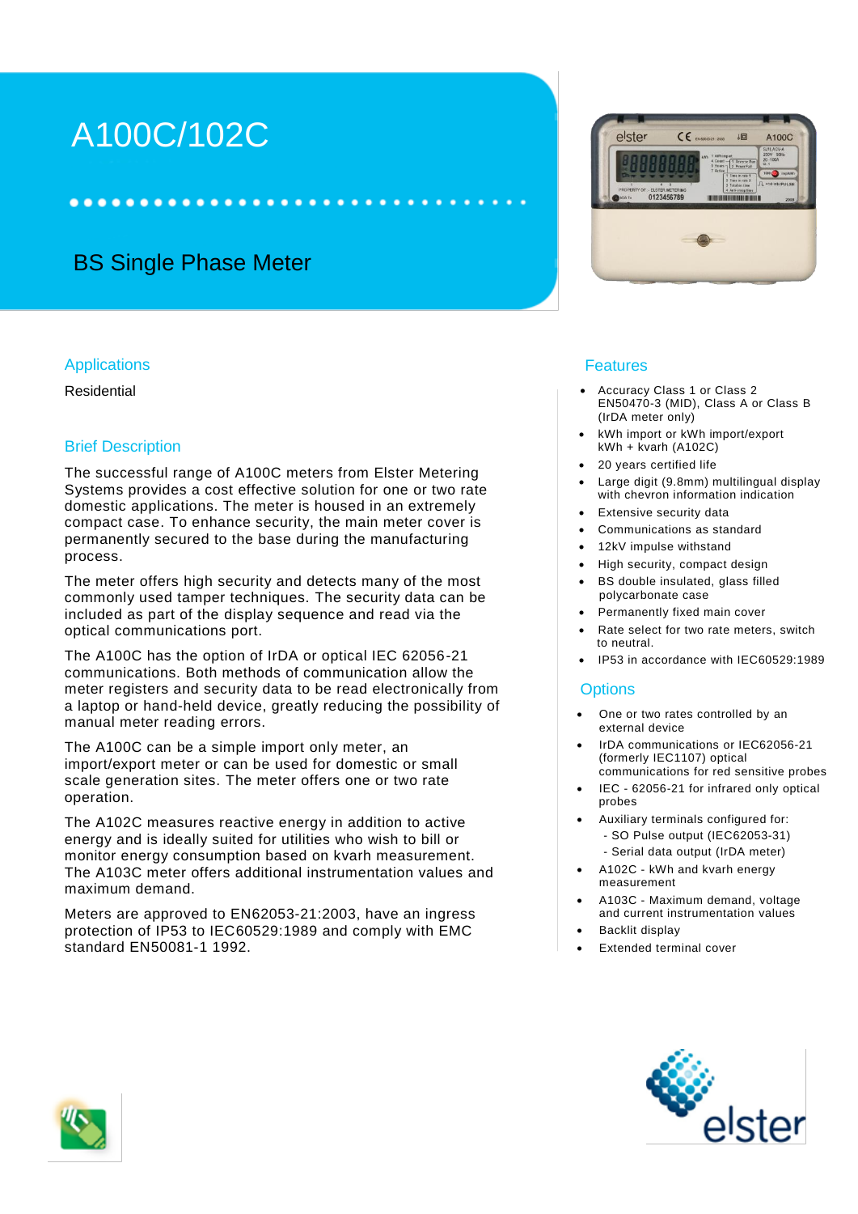# A100C/102C

## BS Single Phase Meter

### Applications

Residential

### Brief Description

The successful range of A100C meters from Elster Metering Systems provides a cost effective solution for one or two rate domestic applications. The meter is housed in an extremely compact case. To enhance security, the main meter cover is permanently secured to the base during the manufacturing process.

The meter offers high security and detects many of the most commonly used tamper techniques. The security data can be included as part of the display sequence and read via the optical communications port.

The A100C has the option of IrDA or optical IEC 62056-21 communications. Both methods of communication allow the meter registers and security data to be read electronically from a laptop or hand-held device, greatly reducing the possibility of manual meter reading errors.

The A100C can be a simple import only meter, an import/export meter or can be used for domestic or small scale generation sites. The meter offers one or two rate operation.

The A102C measures reactive energy in addition to active energy and is ideally suited for utilities who wish to bill or monitor energy consumption based on kvarh measurement. The A103C meter offers additional instrumentation values and maximum demand.

Meters are approved to EN62053-21:2003, have an ingress protection of IP53 to IEC60529:1989 and comply with EMC standard EN50081-1 1992.

### Features

- Accuracy Class 1 or Class 2 EN50470-3 (MID), Class A or Class B (IrDA meter only)
- kWh import or kWh import/export kWh + kvarh (A102C)
- 20 years certified life
- Large digit (9.8mm) multilingual display with chevron information indication
- Extensive security data
- Communications as standard
- 12kV impulse withstand
- High security, compact design
- BS double insulated, glass filled polycarbonate case
- Permanently fixed main cover
- Rate select for two rate meters, switch to neutral.
- IP53 in accordance with IEC60529:1989

### Options

- One or two rates controlled by an external device
- IrDA communications or IEC62056-21 (formerly IEC1107) optical communications for red sensitive probes
- IEC - 62056-21 for infrared only optical probes
- Auxiliary terminals configured for:
  - SO Pulse output (IEC62053-31)
  - Serial data output (IrDA meter)
- A102C - kWh and kvarh energy measurement
- A103C - Maximum demand, voltage and current instrumentation values
- Backlit display
- Extended terminal cover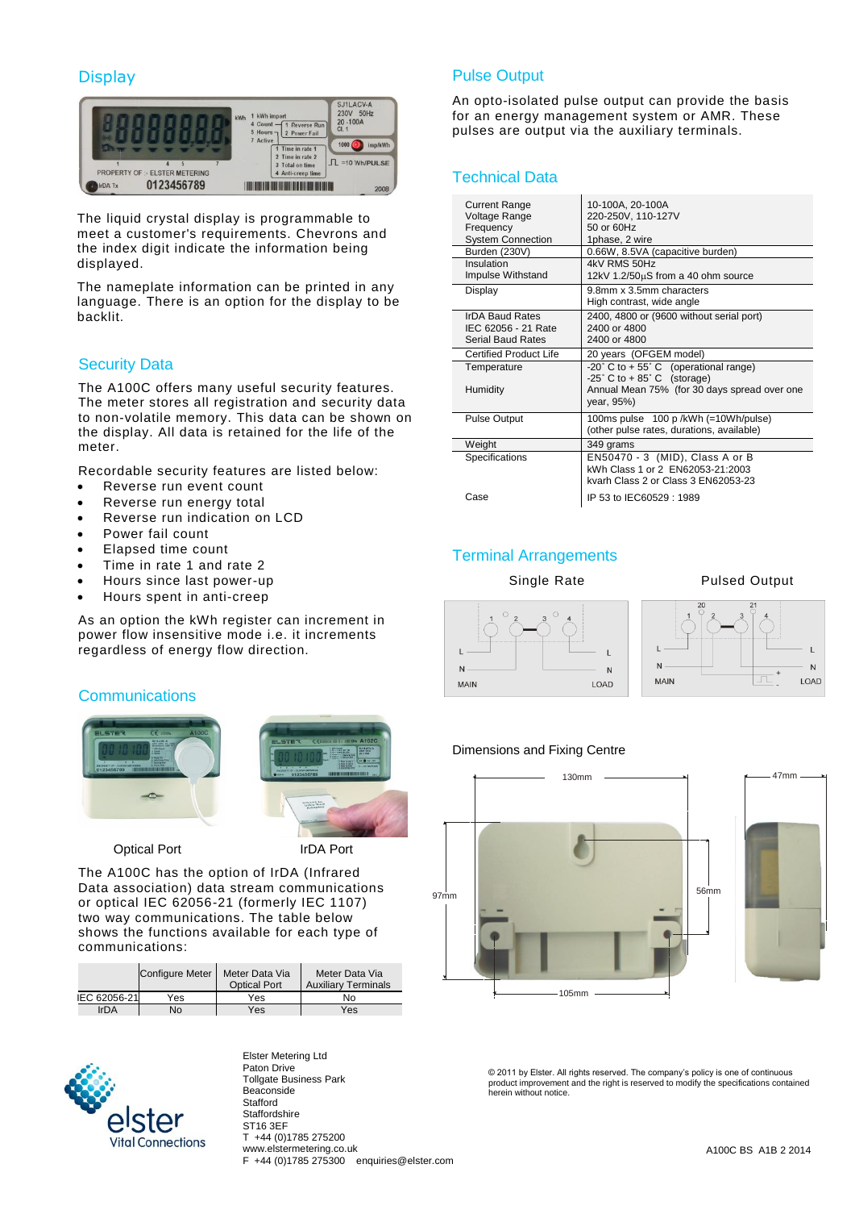## Display

The liquid crystal display is programmable to meet a customer's requirements. Chevrons and the index digit indicate the information being displayed.

The nameplate information can be printed in any language. There is an option for the display to be backlit.

## Security Data

The A100C offers many useful security features. The meter stores all registration and security data to non-volatile memory. This data can be shown on the display. All data is retained for the life of the meter.

Recordable security features are listed below:

- Reverse run event count
- Reverse run energy total
- Reverse run indication on LCD
- Power fail count
- Elapsed time count
- Time in rate 1 and rate 2
- Hours since last power-up
- Hours spent in anti-creep

As an option the kWh register can increment in power flow insensitive mode i.e. it increments regardless of energy flow direction.

## Communications

Optical Port

IrDA Port

The A100C has the option of IrDA (Infrared Data association) data stream communications or optical IEC 62056-21 (formerly IEC 1107) two way communications. The table below shows the functions available for each type of communications:

| | Configure Meter | Meter Data Via Optical Port | Meter Data Via Auxiliary Terminals |
|---|---|---|---|
| IEC 62056-21 | Yes | Yes | No |
| IrDA | No | Yes | Yes |

## Pulse Output

An opto-isolated pulse output can provide the basis for an energy management system or AMR. These pulses are output via the auxiliary terminals.

## Technical Data

| | |
|---|---|
| Current Range<br>Voltage Range<br>Frequency<br>System Connection | 10-100A, 20-100A<br>220-250V, 110-127V<br>50 or 60Hz<br>1phase, 2 wire |
| Burden (230V) | 0.66W, 8.5VA (capacitive burden) |
| Insulation<br>Impulse Withstand | 4kV RMS 50Hz<br>12kV 1.2/50µS from a 40 ohm source |
| Display | 9.8mm x 3.5mm characters<br>High contrast, wide angle |
| IrDA Baud Rates<br>IEC 62056 - 21 Rate<br>Serial Baud Rates | 2400, 4800 or (9600 without serial port)<br>2400 or 4800<br>2400 or 4800 |
| Certified Product Life | 20 years (OFGEM model) |
| Temperature<br><br>Humidity | -20° C to + 55° C (operational range)<br>-25° C to + 85° C (storage)<br>Annual Mean 75% (for 30 days spread over one year, 95%) |
| Pulse Output | 100ms pulse 100 p /kWh (=10Wh/pulse)<br>(other pulse rates, durations, available) |
| Weight | 349 grams |
| Specifications<br><br><br>Case | EN50470 - 3 (MID), Class A or B<br>kWh Class 1 or 2 EN62053-21:2003<br>kvarh Class 2 or Class 3 EN62053-23<br>IP 53 to IEC60529 : 1989 |

## Terminal Arrangements

Single Rate

Pulsed Output

## Dimensions and Fixing Centre

130mm
47mm
97mm
56mm
105mm

Elster Metering Ltd
Paton Drive
Tollgate Business Park
Beaconside
Stafford
Staffordshire
ST16 3EF
T +44 (0)1785 275200
www.elstermetering.co.uk
F +44 (0)1785 275300 enquiries@elster.com

© 2011 by Elster. All rights reserved. The company's policy is one of continuous product improvement and the right is reserved to modify the specifications contained herein without notice.

A100C BS A1B 2 2014